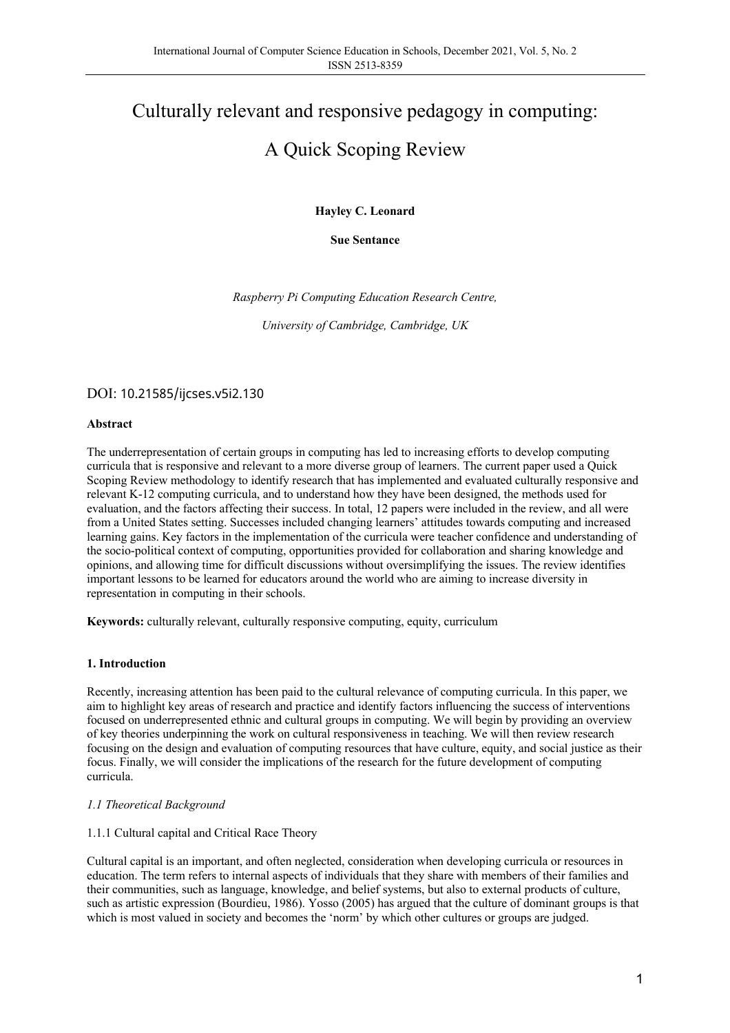# Culturally relevant and responsive pedagogy in computing: A Quick Scoping Review

**Hayley C. Leonard**

**Sue Sentance**

*Raspberry Pi Computing Education Research Centre,*

*University of Cambridge, Cambridge, UK*

DOI: 10.21585/ijcses.v5i2.130

**Abstract**

The underrepresentation of certain groups in computing has led to increasing efforts to develop computing curricula that is responsive and relevant to a more diverse group of learners. The current paper used a Quick Scoping Review methodology to identify research that has implemented and evaluated culturally responsive and relevant K-12 computing curricula, and to understand how they have been designed, the methods used for evaluation, and the factors affecting their success. In total, 12 papers were included in the review, and all were from a United States setting. Successes included changing learners' attitudes towards computing and increased learning gains. Key factors in the implementation of the curricula were teacher confidence and understanding of the socio-political context of computing, opportunities provided for collaboration and sharing knowledge and opinions, and allowing time for difficult discussions without oversimplifying the issues. The review identifies important lessons to be learned for educators around the world who are aiming to increase diversity in representation in computing in their schools.

**Keywords:** culturally relevant, culturally responsive computing, equity, curriculum

## 1. Introduction

Recently, increasing attention has been paid to the cultural relevance of computing curricula. In this paper, we aim to highlight key areas of research and practice and identify factors influencing the success of interventions focused on underrepresented ethnic and cultural groups in computing. We will begin by providing an overview of key theories underpinning the work on cultural responsiveness in teaching. We will then review research focusing on the design and evaluation of computing resources that have culture, equity, and social justice as their focus. Finally, we will consider the implications of the research for the future development of computing curricula.

### *1.1 Theoretical Background*

#### 1.1.1 Cultural capital and Critical Race Theory

Cultural capital is an important, and often neglected, consideration when developing curricula or resources in education. The term refers to internal aspects of individuals that they share with members of their families and their communities, such as language, knowledge, and belief systems, but also to external products of culture, such as artistic expression (Bourdieu, 1986). Yosso (2005) has argued that the culture of dominant groups is that which is most valued in society and becomes the 'norm' by which other cultures or groups are judged.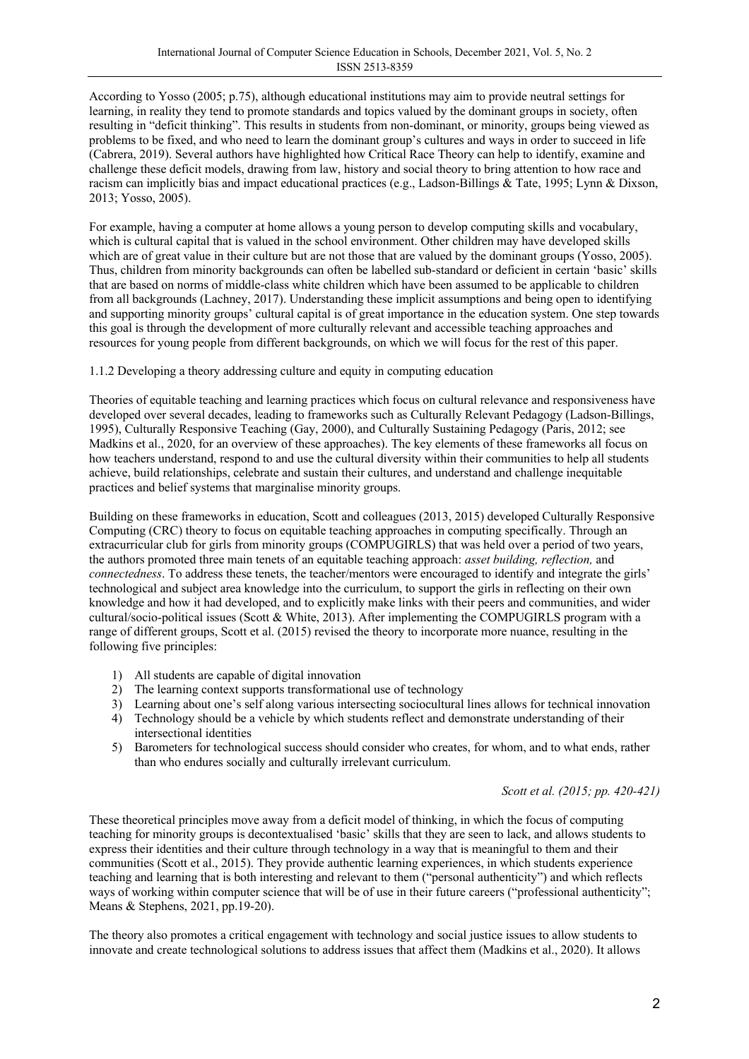According to Yosso (2005; p.75), although educational institutions may aim to provide neutral settings for learning, in reality they tend to promote standards and topics valued by the dominant groups in society, often resulting in "deficit thinking". This results in students from non-dominant, or minority, groups being viewed as problems to be fixed, and who need to learn the dominant group's cultures and ways in order to succeed in life (Cabrera, 2019). Several authors have highlighted how Critical Race Theory can help to identify, examine and challenge these deficit models, drawing from law, history and social theory to bring attention to how race and racism can implicitly bias and impact educational practices (e.g., Ladson-Billings & Tate, 1995; Lynn & Dixson, 2013; Yosso, 2005).

For example, having a computer at home allows a young person to develop computing skills and vocabulary, which is cultural capital that is valued in the school environment. Other children may have developed skills which are of great value in their culture but are not those that are valued by the dominant groups (Yosso, 2005). Thus, children from minority backgrounds can often be labelled sub-standard or deficient in certain 'basic' skills that are based on norms of middle-class white children which have been assumed to be applicable to children from all backgrounds (Lachney, 2017). Understanding these implicit assumptions and being open to identifying and supporting minority groups' cultural capital is of great importance in the education system. One step towards this goal is through the development of more culturally relevant and accessible teaching approaches and resources for young people from different backgrounds, on which we will focus for the rest of this paper.

#### 1.1.2 Developing a theory addressing culture and equity in computing education

Theories of equitable teaching and learning practices which focus on cultural relevance and responsiveness have developed over several decades, leading to frameworks such as Culturally Relevant Pedagogy (Ladson-Billings, 1995), Culturally Responsive Teaching (Gay, 2000), and Culturally Sustaining Pedagogy (Paris, 2012; see Madkins et al., 2020, for an overview of these approaches). The key elements of these frameworks all focus on how teachers understand, respond to and use the cultural diversity within their communities to help all students achieve, build relationships, celebrate and sustain their cultures, and understand and challenge inequitable practices and belief systems that marginalise minority groups.

Building on these frameworks in education, Scott and colleagues (2013, 2015) developed Culturally Responsive Computing (CRC) theory to focus on equitable teaching approaches in computing specifically. Through an extracurricular club for girls from minority groups (COMPUGIRLS) that was held over a period of two years, the authors promoted three main tenets of an equitable teaching approach: *asset building, reflection,* and *connectedness*. To address these tenets, the teacher/mentors were encouraged to identify and integrate the girls' technological and subject area knowledge into the curriculum, to support the girls in reflecting on their own knowledge and how it had developed, and to explicitly make links with their peers and communities, and wider cultural/socio-political issues (Scott & White, 2013). After implementing the COMPUGIRLS program with a range of different groups, Scott et al. (2015) revised the theory to incorporate more nuance, resulting in the following five principles:

1) All students are capable of digital innovation
2) The learning context supports transformational use of technology
3) Learning about one's self along various intersecting sociocultural lines allows for technical innovation
4) Technology should be a vehicle by which students reflect and demonstrate understanding of their intersectional identities
5) Barometers for technological success should consider who creates, for whom, and to what ends, rather than who endures socially and culturally irrelevant curriculum.

*Scott et al. (2015; pp. 420-421)*

These theoretical principles move away from a deficit model of thinking, in which the focus of computing teaching for minority groups is decontextualised 'basic' skills that they are seen to lack, and allows students to express their identities and their culture through technology in a way that is meaningful to them and their communities (Scott et al., 2015). They provide authentic learning experiences, in which students experience teaching and learning that is both interesting and relevant to them ("personal authenticity") and which reflects ways of working within computer science that will be of use in their future careers ("professional authenticity"; Means & Stephens, 2021, pp.19-20).

The theory also promotes a critical engagement with technology and social justice issues to allow students to innovate and create technological solutions to address issues that affect them (Madkins et al., 2020). It allows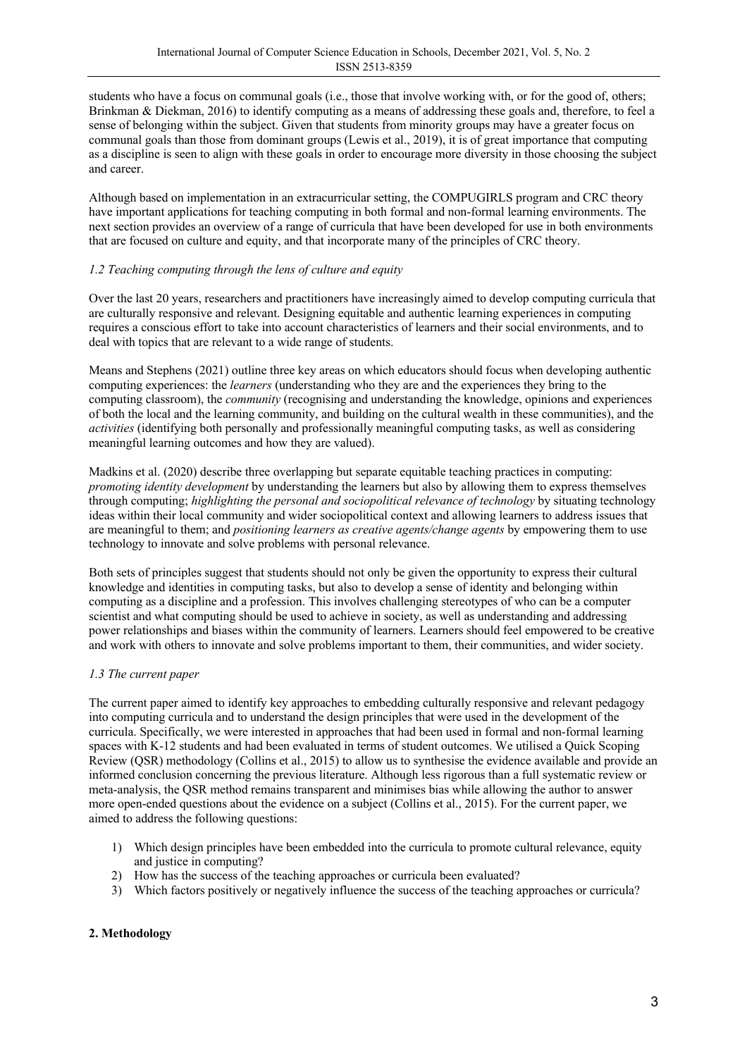students who have a focus on communal goals (i.e., those that involve working with, or for the good of, others; Brinkman & Diekman, 2016) to identify computing as a means of addressing these goals and, therefore, to feel a sense of belonging within the subject. Given that students from minority groups may have a greater focus on communal goals than those from dominant groups (Lewis et al., 2019), it is of great importance that computing as a discipline is seen to align with these goals in order to encourage more diversity in those choosing the subject and career.

Although based on implementation in an extracurricular setting, the COMPUGIRLS program and CRC theory have important applications for teaching computing in both formal and non-formal learning environments. The next section provides an overview of a range of curricula that have been developed for use in both environments that are focused on culture and equity, and that incorporate many of the principles of CRC theory.

### *1.2 Teaching computing through the lens of culture and equity*

Over the last 20 years, researchers and practitioners have increasingly aimed to develop computing curricula that are culturally responsive and relevant. Designing equitable and authentic learning experiences in computing requires a conscious effort to take into account characteristics of learners and their social environments, and to deal with topics that are relevant to a wide range of students.

Means and Stephens (2021) outline three key areas on which educators should focus when developing authentic computing experiences: the *learners* (understanding who they are and the experiences they bring to the computing classroom), the *community* (recognising and understanding the knowledge, opinions and experiences of both the local and the learning community, and building on the cultural wealth in these communities), and the *activities* (identifying both personally and professionally meaningful computing tasks, as well as considering meaningful learning outcomes and how they are valued).

Madkins et al. (2020) describe three overlapping but separate equitable teaching practices in computing: *promoting identity development* by understanding the learners but also by allowing them to express themselves through computing; *highlighting the personal and sociopolitical relevance of technology* by situating technology ideas within their local community and wider sociopolitical context and allowing learners to address issues that are meaningful to them; and *positioning learners as creative agents/change agents* by empowering them to use technology to innovate and solve problems with personal relevance.

Both sets of principles suggest that students should not only be given the opportunity to express their cultural knowledge and identities in computing tasks, but also to develop a sense of identity and belonging within computing as a discipline and a profession. This involves challenging stereotypes of who can be a computer scientist and what computing should be used to achieve in society, as well as understanding and addressing power relationships and biases within the community of learners. Learners should feel empowered to be creative and work with others to innovate and solve problems important to them, their communities, and wider society.

### *1.3 The current paper*

The current paper aimed to identify key approaches to embedding culturally responsive and relevant pedagogy into computing curricula and to understand the design principles that were used in the development of the curricula. Specifically, we were interested in approaches that had been used in formal and non-formal learning spaces with K-12 students and had been evaluated in terms of student outcomes. We utilised a Quick Scoping Review (QSR) methodology (Collins et al., 2015) to allow us to synthesise the evidence available and provide an informed conclusion concerning the previous literature. Although less rigorous than a full systematic review or meta-analysis, the QSR method remains transparent and minimises bias while allowing the author to answer more open-ended questions about the evidence on a subject (Collins et al., 2015). For the current paper, we aimed to address the following questions:

1) Which design principles have been embedded into the curricula to promote cultural relevance, equity and justice in computing?
2) How has the success of the teaching approaches or curricula been evaluated?
3) Which factors positively or negatively influence the success of the teaching approaches or curricula?

## 2. Methodology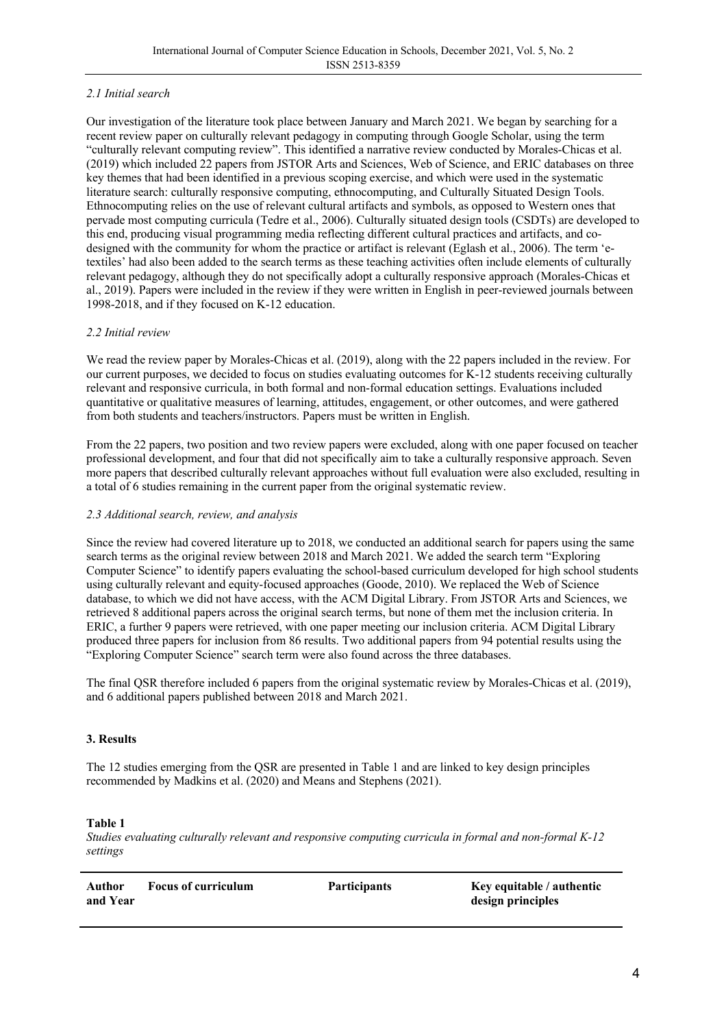### *2.1 Initial search*

Our investigation of the literature took place between January and March 2021. We began by searching for a recent review paper on culturally relevant pedagogy in computing through Google Scholar, using the term "culturally relevant computing review". This identified a narrative review conducted by Morales-Chicas et al. (2019) which included 22 papers from JSTOR Arts and Sciences, Web of Science, and ERIC databases on three key themes that had been identified in a previous scoping exercise, and which were used in the systematic literature search: culturally responsive computing, ethnocomputing, and Culturally Situated Design Tools. Ethnocomputing relies on the use of relevant cultural artifacts and symbols, as opposed to Western ones that pervade most computing curricula (Tedre et al., 2006). Culturally situated design tools (CSDTs) are developed to this end, producing visual programming media reflecting different cultural practices and artifacts, and co-designed with the community for whom the practice or artifact is relevant (Eglash et al., 2006). The term 'e-textiles' had also been added to the search terms as these teaching activities often include elements of culturally relevant pedagogy, although they do not specifically adopt a culturally responsive approach (Morales-Chicas et al., 2019). Papers were included in the review if they were written in English in peer-reviewed journals between 1998-2018, and if they focused on K-12 education.

### *2.2 Initial review*

We read the review paper by Morales-Chicas et al. (2019), along with the 22 papers included in the review. For our current purposes, we decided to focus on studies evaluating outcomes for K-12 students receiving culturally relevant and responsive curricula, in both formal and non-formal education settings. Evaluations included quantitative or qualitative measures of learning, attitudes, engagement, or other outcomes, and were gathered from both students and teachers/instructors. Papers must be written in English.

From the 22 papers, two position and two review papers were excluded, along with one paper focused on teacher professional development, and four that did not specifically aim to take a culturally responsive approach. Seven more papers that described culturally relevant approaches without full evaluation were also excluded, resulting in a total of 6 studies remaining in the current paper from the original systematic review.

### *2.3 Additional search, review, and analysis*

Since the review had covered literature up to 2018, we conducted an additional search for papers using the same search terms as the original review between 2018 and March 2021. We added the search term "Exploring Computer Science" to identify papers evaluating the school-based curriculum developed for high school students using culturally relevant and equity-focused approaches (Goode, 2010). We replaced the Web of Science database, to which we did not have access, with the ACM Digital Library. From JSTOR Arts and Sciences, we retrieved 8 additional papers across the original search terms, but none of them met the inclusion criteria. In ERIC, a further 9 papers were retrieved, with one paper meeting our inclusion criteria. ACM Digital Library produced three papers for inclusion from 86 results. Two additional papers from 94 potential results using the "Exploring Computer Science" search term were also found across the three databases.

The final QSR therefore included 6 papers from the original systematic review by Morales-Chicas et al. (2019), and 6 additional papers published between 2018 and March 2021.

## **3. Results**

The 12 studies emerging from the QSR are presented in Table 1 and are linked to key design principles recommended by Madkins et al. (2020) and Means and Stephens (2021).

**Table 1**

*Studies evaluating culturally relevant and responsive computing curricula in formal and non-formal K-12 settings*

| Author and Year | Focus of curriculum | Participants | Key equitable / authentic design principles |
|---|---|---|---|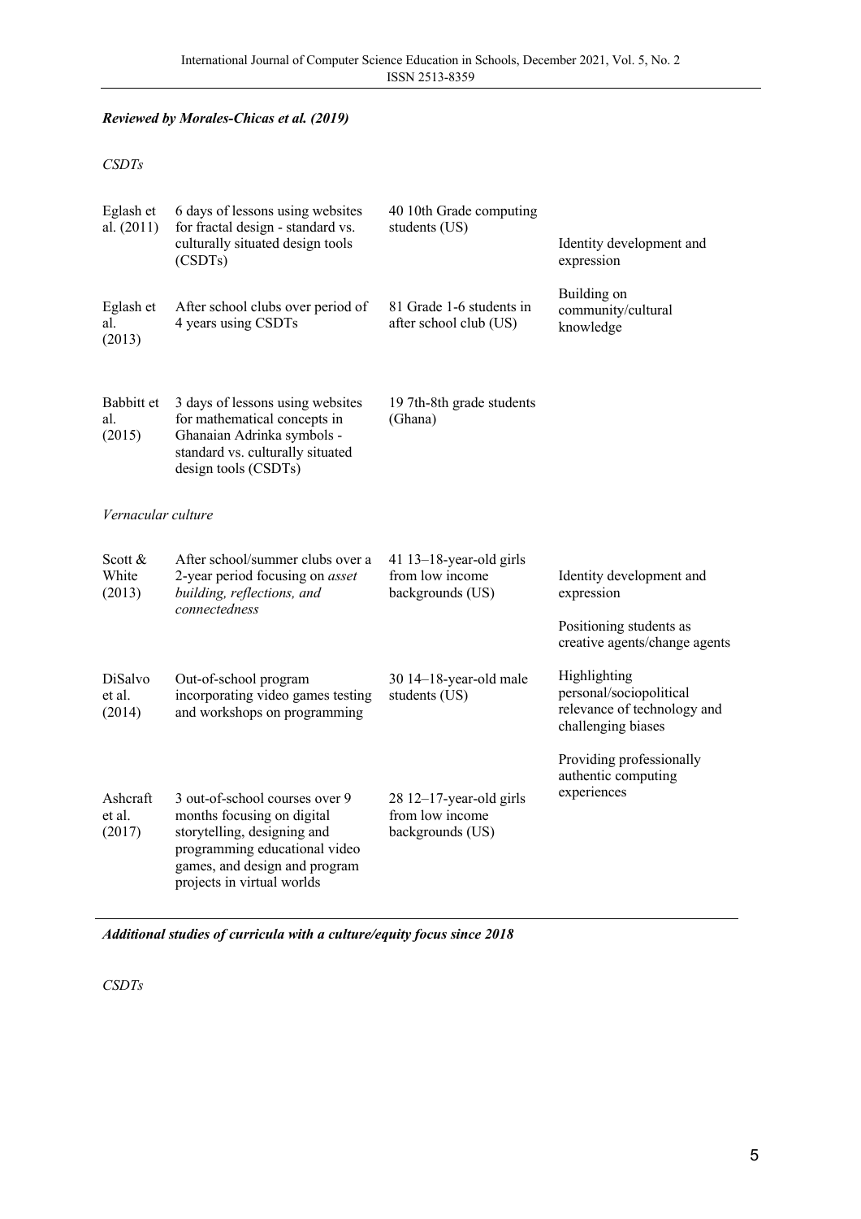| | | | |
|---|---|---|---|
| ***Reviewed by Morales-Chicas et al. (2019)*** | | | |
| *CSDTs* | | | |
| Eglash et al. (2011) | 6 days of lessons using websites for fractal design - standard vs. culturally situated design tools (CSDTs) | 40 10th Grade computing students (US) | Identity development and expression |
| Eglash et al. (2013) | After school clubs over period of 4 years using CSDTs | 81 Grade 1-6 students in after school club (US) | Building on community/cultural knowledge |
| Babbitt et al. (2015) | 3 days of lessons using websites for mathematical concepts in Ghanaian Adrinka symbols - standard vs. culturally situated design tools (CSDTs) | 19 7th-8th grade students (Ghana) | |
| *Vernacular culture* | | | |
| Scott & White (2013) | After school/summer clubs over a 2-year period focusing on *asset building, reflections, and connectedness* | 41 13–18-year-old girls from low income backgrounds (US) | Identity development and expression<br><br>Positioning students as creative agents/change agents |
| DiSalvo et al. (2014) | Out-of-school program incorporating video games testing and workshops on programming | 30 14–18-year-old male students (US) | Highlighting personal/sociopolitical relevance of technology and challenging biases<br><br>Providing professionally authentic computing experiences |
| Ashcraft et al. (2017) | 3 out-of-school courses over 9 months focusing on digital storytelling, designing and programming educational video games, and design and program projects in virtual worlds | 28 12–17-year-old girls from low income backgrounds (US) | |
| ***Additional studies of curricula with a culture/equity focus since 2018*** | | | |
| *CSDTs* | | | |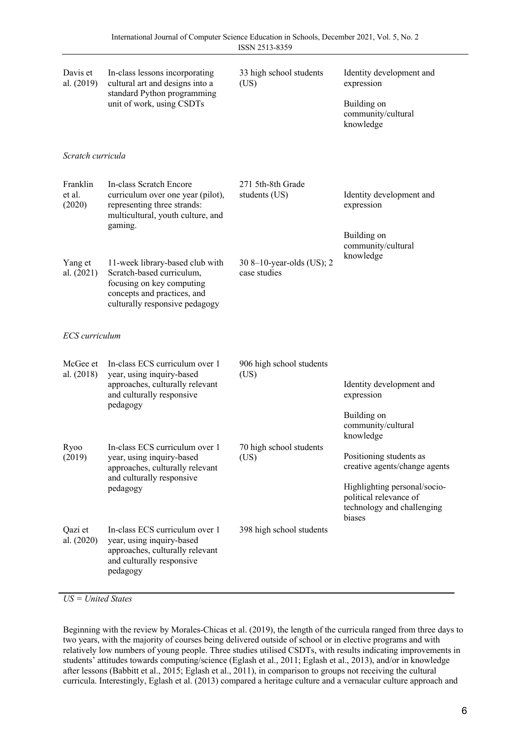| | | | |
|---|---|---|---|
| Davis et al. (2019) | In-class lessons incorporating cultural art and designs into a standard Python programming unit of work, using CSDTs | 33 high school students (US) | Identity development and expression<br><br>Building on community/cultural knowledge |
| *Scratch curricula* | | | |
| Franklin et al. (2020) | In-class Scratch Encore curriculum over one year (pilot), representing three strands: multicultural, youth culture, and gaming. | 271 5th-8th Grade students (US) | Identity development and expression<br><br>Building on community/cultural knowledge |
| Yang et al. (2021) | 11-week library-based club with Scratch-based curriculum, focusing on key computing concepts and practices, and culturally responsive pedagogy | 30 8–10-year-olds (US); 2 case studies | |
| *ECS curriculum* | | | |
| McGee et al. (2018) | In-class ECS curriculum over 1 year, using inquiry-based approaches, culturally relevant and culturally responsive pedagogy | 906 high school students (US) | Identity development and expression<br><br>Building on community/cultural knowledge<br><br>Positioning students as creative agents/change agents<br><br>Highlighting personal/socio-political relevance of technology and challenging biases |
| Ryoo (2019) | In-class ECS curriculum over 1 year, using inquiry-based approaches, culturally relevant and culturally responsive pedagogy | 70 high school students (US) | |
| Qazi et al. (2020) | In-class ECS curriculum over 1 year, using inquiry-based approaches, culturally relevant and culturally responsive pedagogy | 398 high school students | |

*US = United States*

Beginning with the review by Morales-Chicas et al. (2019), the length of the curricula ranged from three days to two years, with the majority of courses being delivered outside of school or in elective programs and with relatively low numbers of young people. Three studies utilised CSDTs, with results indicating improvements in students' attitudes towards computing/science (Eglash et al., 2011; Eglash et al., 2013), and/or in knowledge after lessons (Babbitt et al., 2015; Eglash et al., 2011), in comparison to groups not receiving the cultural curricula. Interestingly, Eglash et al. (2013) compared a heritage culture and a vernacular culture approach and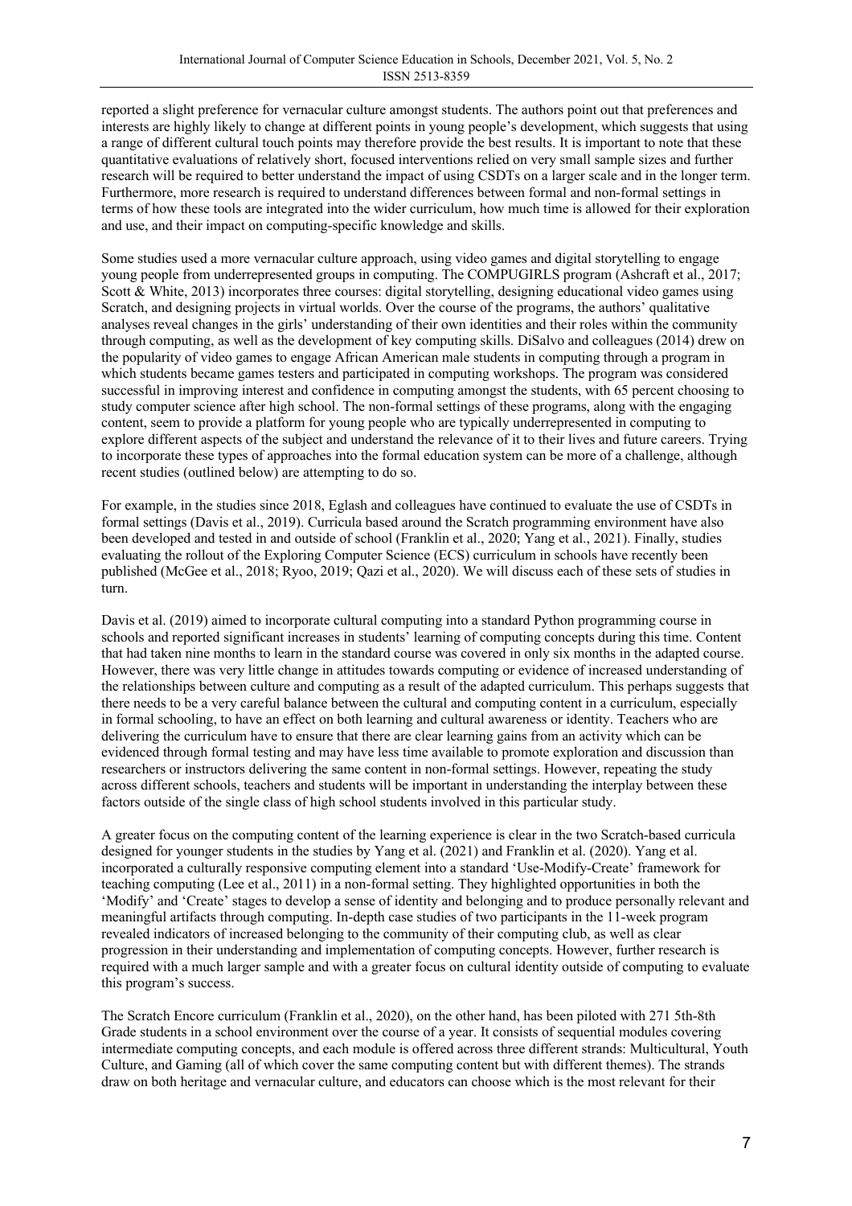reported a slight preference for vernacular culture amongst students. The authors point out that preferences and interests are highly likely to change at different points in young people's development, which suggests that using a range of different cultural touch points may therefore provide the best results. It is important to note that these quantitative evaluations of relatively short, focused interventions relied on very small sample sizes and further research will be required to better understand the impact of using CSDTs on a larger scale and in the longer term. Furthermore, more research is required to understand differences between formal and non-formal settings in terms of how these tools are integrated into the wider curriculum, how much time is allowed for their exploration and use, and their impact on computing-specific knowledge and skills.

Some studies used a more vernacular culture approach, using video games and digital storytelling to engage young people from underrepresented groups in computing. The COMPUGIRLS program (Ashcraft et al., 2017; Scott & White, 2013) incorporates three courses: digital storytelling, designing educational video games using Scratch, and designing projects in virtual worlds. Over the course of the programs, the authors' qualitative analyses reveal changes in the girls' understanding of their own identities and their roles within the community through computing, as well as the development of key computing skills. DiSalvo and colleagues (2014) drew on the popularity of video games to engage African American male students in computing through a program in which students became games testers and participated in computing workshops. The program was considered successful in improving interest and confidence in computing amongst the students, with 65 percent choosing to study computer science after high school. The non-formal settings of these programs, along with the engaging content, seem to provide a platform for young people who are typically underrepresented in computing to explore different aspects of the subject and understand the relevance of it to their lives and future careers. Trying to incorporate these types of approaches into the formal education system can be more of a challenge, although recent studies (outlined below) are attempting to do so.

For example, in the studies since 2018, Eglash and colleagues have continued to evaluate the use of CSDTs in formal settings (Davis et al., 2019). Curricula based around the Scratch programming environment have also been developed and tested in and outside of school (Franklin et al., 2020; Yang et al., 2021). Finally, studies evaluating the rollout of the Exploring Computer Science (ECS) curriculum in schools have recently been published (McGee et al., 2018; Ryoo, 2019; Qazi et al., 2020). We will discuss each of these sets of studies in turn.

Davis et al. (2019) aimed to incorporate cultural computing into a standard Python programming course in schools and reported significant increases in students' learning of computing concepts during this time. Content that had taken nine months to learn in the standard course was covered in only six months in the adapted course. However, there was very little change in attitudes towards computing or evidence of increased understanding of the relationships between culture and computing as a result of the adapted curriculum. This perhaps suggests that there needs to be a very careful balance between the cultural and computing content in a curriculum, especially in formal schooling, to have an effect on both learning and cultural awareness or identity. Teachers who are delivering the curriculum have to ensure that there are clear learning gains from an activity which can be evidenced through formal testing and may have less time available to promote exploration and discussion than researchers or instructors delivering the same content in non-formal settings. However, repeating the study across different schools, teachers and students will be important in understanding the interplay between these factors outside of the single class of high school students involved in this particular study.

A greater focus on the computing content of the learning experience is clear in the two Scratch-based curricula designed for younger students in the studies by Yang et al. (2021) and Franklin et al. (2020). Yang et al. incorporated a culturally responsive computing element into a standard 'Use-Modify-Create' framework for teaching computing (Lee et al., 2011) in a non-formal setting. They highlighted opportunities in both the 'Modify' and 'Create' stages to develop a sense of identity and belonging and to produce personally relevant and meaningful artifacts through computing. In-depth case studies of two participants in the 11-week program revealed indicators of increased belonging to the community of their computing club, as well as clear progression in their understanding and implementation of computing concepts. However, further research is required with a much larger sample and with a greater focus on cultural identity outside of computing to evaluate this program's success.

The Scratch Encore curriculum (Franklin et al., 2020), on the other hand, has been piloted with 271 5th-8th Grade students in a school environment over the course of a year. It consists of sequential modules covering intermediate computing concepts, and each module is offered across three different strands: Multicultural, Youth Culture, and Gaming (all of which cover the same computing content but with different themes). The strands draw on both heritage and vernacular culture, and educators can choose which is the most relevant for their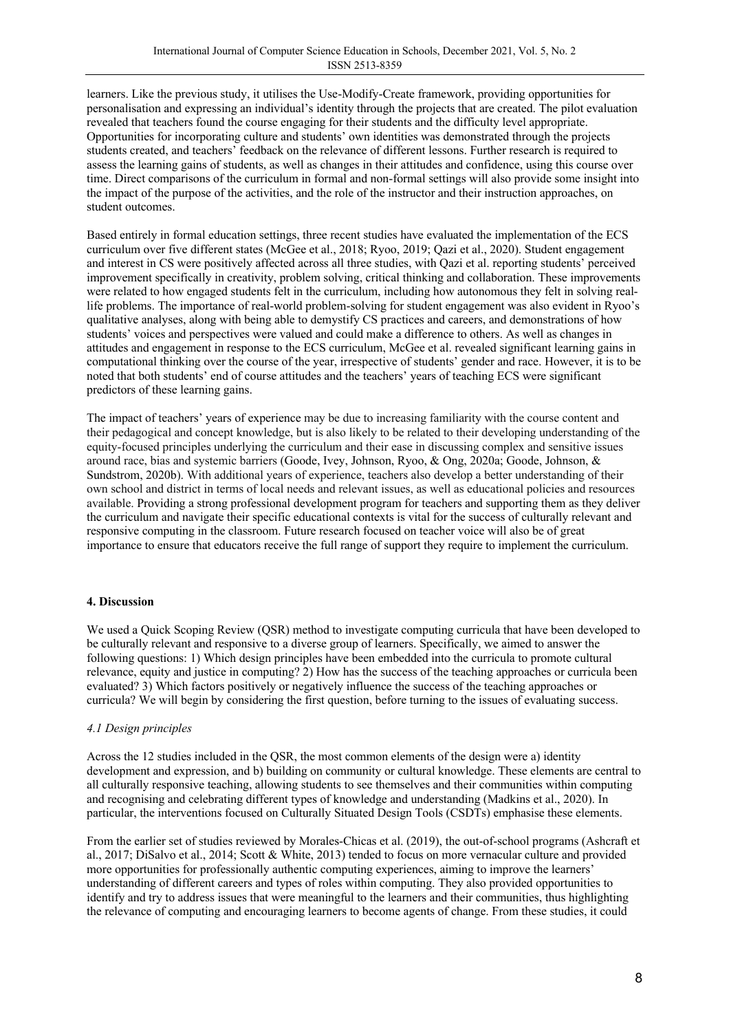learners. Like the previous study, it utilises the Use-Modify-Create framework, providing opportunities for personalisation and expressing an individual's identity through the projects that are created. The pilot evaluation revealed that teachers found the course engaging for their students and the difficulty level appropriate. Opportunities for incorporating culture and students' own identities was demonstrated through the projects students created, and teachers' feedback on the relevance of different lessons. Further research is required to assess the learning gains of students, as well as changes in their attitudes and confidence, using this course over time. Direct comparisons of the curriculum in formal and non-formal settings will also provide some insight into the impact of the purpose of the activities, and the role of the instructor and their instruction approaches, on student outcomes.

Based entirely in formal education settings, three recent studies have evaluated the implementation of the ECS curriculum over five different states (McGee et al., 2018; Ryoo, 2019; Qazi et al., 2020). Student engagement and interest in CS were positively affected across all three studies, with Qazi et al. reporting students' perceived improvement specifically in creativity, problem solving, critical thinking and collaboration. These improvements were related to how engaged students felt in the curriculum, including how autonomous they felt in solving real-life problems. The importance of real-world problem-solving for student engagement was also evident in Ryoo's qualitative analyses, along with being able to demystify CS practices and careers, and demonstrations of how students' voices and perspectives were valued and could make a difference to others. As well as changes in attitudes and engagement in response to the ECS curriculum, McGee et al. revealed significant learning gains in computational thinking over the course of the year, irrespective of students' gender and race. However, it is to be noted that both students' end of course attitudes and the teachers' years of teaching ECS were significant predictors of these learning gains.

The impact of teachers' years of experience may be due to increasing familiarity with the course content and their pedagogical and concept knowledge, but is also likely to be related to their developing understanding of the equity-focused principles underlying the curriculum and their ease in discussing complex and sensitive issues around race, bias and systemic barriers (Goode, Ivey, Johnson, Ryoo, & Ong, 2020a; Goode, Johnson, & Sundstrom, 2020b). With additional years of experience, teachers also develop a better understanding of their own school and district in terms of local needs and relevant issues, as well as educational policies and resources available. Providing a strong professional development program for teachers and supporting them as they deliver the curriculum and navigate their specific educational contexts is vital for the success of culturally relevant and responsive computing in the classroom. Future research focused on teacher voice will also be of great importance to ensure that educators receive the full range of support they require to implement the curriculum.

## 4. Discussion

We used a Quick Scoping Review (QSR) method to investigate computing curricula that have been developed to be culturally relevant and responsive to a diverse group of learners. Specifically, we aimed to answer the following questions: 1) Which design principles have been embedded into the curricula to promote cultural relevance, equity and justice in computing? 2) How has the success of the teaching approaches or curricula been evaluated? 3) Which factors positively or negatively influence the success of the teaching approaches or curricula? We will begin by considering the first question, before turning to the issues of evaluating success.

### *4.1 Design principles*

Across the 12 studies included in the QSR, the most common elements of the design were a) identity development and expression, and b) building on community or cultural knowledge. These elements are central to all culturally responsive teaching, allowing students to see themselves and their communities within computing and recognising and celebrating different types of knowledge and understanding (Madkins et al., 2020). In particular, the interventions focused on Culturally Situated Design Tools (CSDTs) emphasise these elements.

From the earlier set of studies reviewed by Morales-Chicas et al. (2019), the out-of-school programs (Ashcraft et al., 2017; DiSalvo et al., 2014; Scott & White, 2013) tended to focus on more vernacular culture and provided more opportunities for professionally authentic computing experiences, aiming to improve the learners' understanding of different careers and types of roles within computing. They also provided opportunities to identify and try to address issues that were meaningful to the learners and their communities, thus highlighting the relevance of computing and encouraging learners to become agents of change. From these studies, it could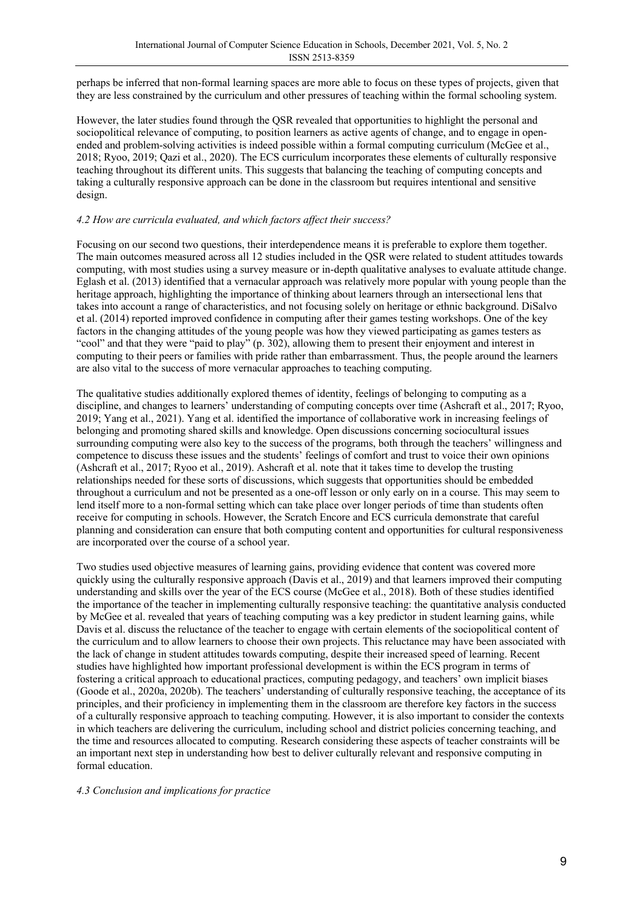perhaps be inferred that non-formal learning spaces are more able to focus on these types of projects, given that they are less constrained by the curriculum and other pressures of teaching within the formal schooling system.

However, the later studies found through the QSR revealed that opportunities to highlight the personal and sociopolitical relevance of computing, to position learners as active agents of change, and to engage in open-ended and problem-solving activities is indeed possible within a formal computing curriculum (McGee et al., 2018; Ryoo, 2019; Qazi et al., 2020). The ECS curriculum incorporates these elements of culturally responsive teaching throughout its different units. This suggests that balancing the teaching of computing concepts and taking a culturally responsive approach can be done in the classroom but requires intentional and sensitive design.

### *4.2 How are curricula evaluated, and which factors affect their success?*

Focusing on our second two questions, their interdependence means it is preferable to explore them together. The main outcomes measured across all 12 studies included in the QSR were related to student attitudes towards computing, with most studies using a survey measure or in-depth qualitative analyses to evaluate attitude change. Eglash et al. (2013) identified that a vernacular approach was relatively more popular with young people than the heritage approach, highlighting the importance of thinking about learners through an intersectional lens that takes into account a range of characteristics, and not focusing solely on heritage or ethnic background. DiSalvo et al. (2014) reported improved confidence in computing after their games testing workshops. One of the key factors in the changing attitudes of the young people was how they viewed participating as games testers as "cool" and that they were "paid to play" (p. 302), allowing them to present their enjoyment and interest in computing to their peers or families with pride rather than embarrassment. Thus, the people around the learners are also vital to the success of more vernacular approaches to teaching computing.

The qualitative studies additionally explored themes of identity, feelings of belonging to computing as a discipline, and changes to learners' understanding of computing concepts over time (Ashcraft et al., 2017; Ryoo, 2019; Yang et al., 2021). Yang et al. identified the importance of collaborative work in increasing feelings of belonging and promoting shared skills and knowledge. Open discussions concerning sociocultural issues surrounding computing were also key to the success of the programs, both through the teachers' willingness and competence to discuss these issues and the students' feelings of comfort and trust to voice their own opinions (Ashcraft et al., 2017; Ryoo et al., 2019). Ashcraft et al. note that it takes time to develop the trusting relationships needed for these sorts of discussions, which suggests that opportunities should be embedded throughout a curriculum and not be presented as a one-off lesson or only early on in a course. This may seem to lend itself more to a non-formal setting which can take place over longer periods of time than students often receive for computing in schools. However, the Scratch Encore and ECS curricula demonstrate that careful planning and consideration can ensure that both computing content and opportunities for cultural responsiveness are incorporated over the course of a school year.

Two studies used objective measures of learning gains, providing evidence that content was covered more quickly using the culturally responsive approach (Davis et al., 2019) and that learners improved their computing understanding and skills over the year of the ECS course (McGee et al., 2018). Both of these studies identified the importance of the teacher in implementing culturally responsive teaching: the quantitative analysis conducted by McGee et al. revealed that years of teaching computing was a key predictor in student learning gains, while Davis et al. discuss the reluctance of the teacher to engage with certain elements of the sociopolitical content of the curriculum and to allow learners to choose their own projects. This reluctance may have been associated with the lack of change in student attitudes towards computing, despite their increased speed of learning. Recent studies have highlighted how important professional development is within the ECS program in terms of fostering a critical approach to educational practices, computing pedagogy, and teachers' own implicit biases (Goode et al., 2020a, 2020b). The teachers' understanding of culturally responsive teaching, the acceptance of its principles, and their proficiency in implementing them in the classroom are therefore key factors in the success of a culturally responsive approach to teaching computing. However, it is also important to consider the contexts in which teachers are delivering the curriculum, including school and district policies concerning teaching, and the time and resources allocated to computing. Research considering these aspects of teacher constraints will be an important next step in understanding how best to deliver culturally relevant and responsive computing in formal education.

### *4.3 Conclusion and implications for practice*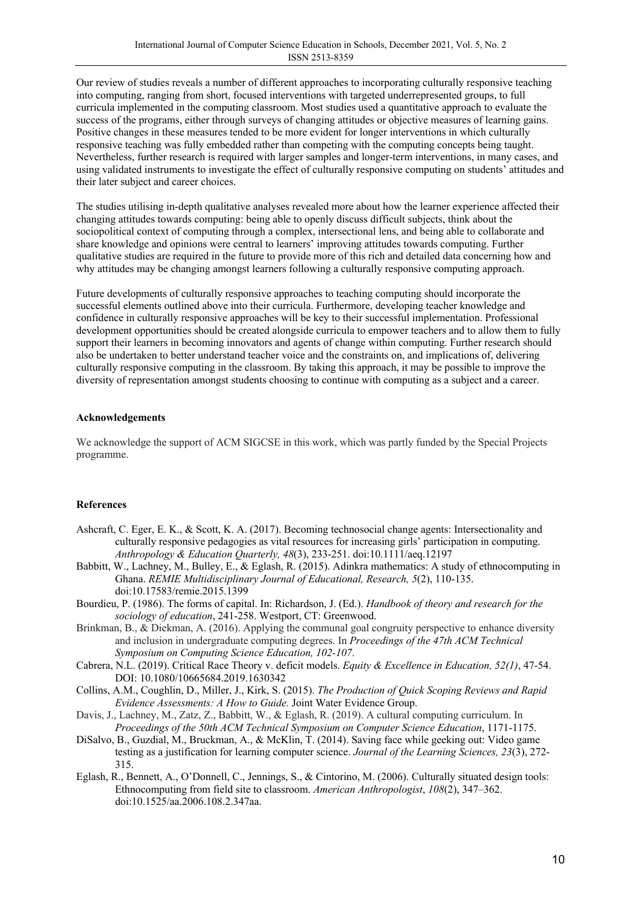Our review of studies reveals a number of different approaches to incorporating culturally responsive teaching into computing, ranging from short, focused interventions with targeted underrepresented groups, to full curricula implemented in the computing classroom. Most studies used a quantitative approach to evaluate the success of the programs, either through surveys of changing attitudes or objective measures of learning gains. Positive changes in these measures tended to be more evident for longer interventions in which culturally responsive teaching was fully embedded rather than competing with the computing concepts being taught. Nevertheless, further research is required with larger samples and longer-term interventions, in many cases, and using validated instruments to investigate the effect of culturally responsive computing on students' attitudes and their later subject and career choices.

The studies utilising in-depth qualitative analyses revealed more about how the learner experience affected their changing attitudes towards computing: being able to openly discuss difficult subjects, think about the sociopolitical context of computing through a complex, intersectional lens, and being able to collaborate and share knowledge and opinions were central to learners' improving attitudes towards computing. Further qualitative studies are required in the future to provide more of this rich and detailed data concerning how and why attitudes may be changing amongst learners following a culturally responsive computing approach.

Future developments of culturally responsive approaches to teaching computing should incorporate the successful elements outlined above into their curricula. Furthermore, developing teacher knowledge and confidence in culturally responsive approaches will be key to their successful implementation. Professional development opportunities should be created alongside curricula to empower teachers and to allow them to fully support their learners in becoming innovators and agents of change within computing. Further research should also be undertaken to better understand teacher voice and the constraints on, and implications of, delivering culturally responsive computing in the classroom. By taking this approach, it may be possible to improve the diversity of representation amongst students choosing to continue with computing as a subject and a career.

**Acknowledgements**

We acknowledge the support of ACM SIGCSE in this work, which was partly funded by the Special Projects programme.

**References**

Ashcraft, C. Eger, E. K., & Scott, K. A. (2017). Becoming technosocial change agents: Intersectionality and culturally responsive pedagogies as vital resources for increasing girls' participation in computing. *Anthropology & Education Quarterly, 48*(3), 233-251. doi:10.1111/aeq.12197

Babbitt, W., Lachney, M., Bulley, E., & Eglash, R. (2015). Adinkra mathematics: A study of ethnocomputing in Ghana. *REMIE Multidisciplinary Journal of Educational, Research, 5*(2), 110-135. doi:10.17583/remie.2015.1399

Bourdieu, P. (1986). The forms of capital. In: Richardson, J. (Ed.). *Handbook of theory and research for the sociology of education*, 241-258. Westport, CT: Greenwood.

Brinkman, B., & Diekman, A. (2016). Applying the communal goal congruity perspective to enhance diversity and inclusion in undergraduate computing degrees. In *Proceedings of the 47th ACM Technical Symposium on Computing Science Education, 102-107*.

Cabrera, N.L. (2019). Critical Race Theory v. deficit models. *Equity & Excellence in Education, 52(1)*, 47-54. DOI: 10.1080/10665684.2019.1630342

Collins, A.M., Coughlin, D., Miller, J., Kirk, S. (2015). *The Production of Quick Scoping Reviews and Rapid Evidence Assessments: A How to Guide.* Joint Water Evidence Group.

Davis, J., Lachney, M., Zatz, Z., Babbitt, W., & Eglash, R. (2019). A cultural computing curriculum. In *Proceedings of the 50th ACM Technical Symposium on Computer Science Education*, 1171-1175.

DiSalvo, B., Guzdial, M., Bruckman, A., & McKlin, T. (2014). Saving face while geeking out: Video game testing as a justification for learning computer science. *Journal of the Learning Sciences, 23*(3), 272-315.

Eglash, R., Bennett, A., O'Donnell, C., Jennings, S., & Cintorino, M. (2006). Culturally situated design tools: Ethnocomputing from field site to classroom. *American Anthropologist*, *108*(2), 347–362. doi:10.1525/aa.2006.108.2.347aa.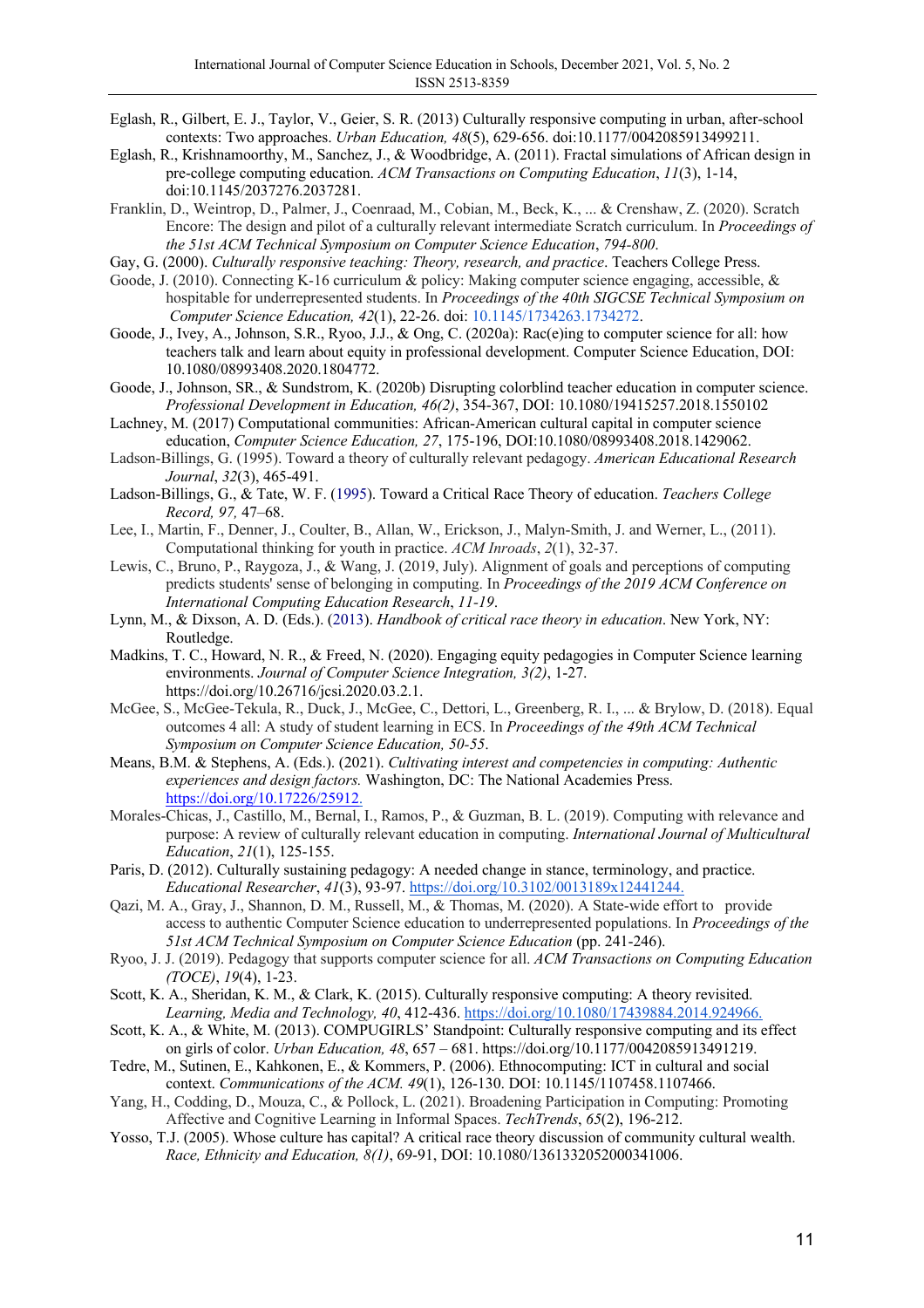Eglash, R., Gilbert, E. J., Taylor, V., Geier, S. R. (2013) Culturally responsive computing in urban, after-school contexts: Two approaches. *Urban Education, 48*(5), 629-656. doi:10.1177/0042085913499211.

Eglash, R., Krishnamoorthy, M., Sanchez, J., & Woodbridge, A. (2011). Fractal simulations of African design in pre-college computing education. *ACM Transactions on Computing Education*, *11*(3), 1-14, doi:10.1145/2037276.2037281.

Franklin, D., Weintrop, D., Palmer, J., Coenraad, M., Cobian, M., Beck, K., ... & Crenshaw, Z. (2020). Scratch Encore: The design and pilot of a culturally relevant intermediate Scratch curriculum. In *Proceedings of the 51st ACM Technical Symposium on Computer Science Education*, *794-800*.

Gay, G. (2000). *Culturally responsive teaching: Theory, research, and practice*. Teachers College Press.

Goode, J. (2010). Connecting K-16 curriculum & policy: Making computer science engaging, accessible, & hospitable for underrepresented students. In *Proceedings of the 40th SIGCSE Technical Symposium on Computer Science Education, 42*(1), 22-26. doi: 10.1145/1734263.1734272.

Goode, J., Ivey, A., Johnson, S.R., Ryoo, J.J., & Ong, C. (2020a): Rac(e)ing to computer science for all: how teachers talk and learn about equity in professional development. Computer Science Education, DOI: 10.1080/08993408.2020.1804772.

Goode, J., Johnson, SR., & Sundstrom, K. (2020b) Disrupting colorblind teacher education in computer science. *Professional Development in Education, 46(2)*, 354-367, DOI: 10.1080/19415257.2018.1550102

Lachney, M. (2017) Computational communities: African-American cultural capital in computer science education, *Computer Science Education, 27*, 175-196, DOI:10.1080/08993408.2018.1429062.

Ladson-Billings, G. (1995). Toward a theory of culturally relevant pedagogy. *American Educational Research Journal*, *32*(3), 465-491.

Ladson-Billings, G., & Tate, W. F. (1995). Toward a Critical Race Theory of education. *Teachers College Record, 97,* 47–68.

Lee, I., Martin, F., Denner, J., Coulter, B., Allan, W., Erickson, J., Malyn-Smith, J. and Werner, L., (2011). Computational thinking for youth in practice. *ACM Inroads*, *2*(1), 32-37.

Lewis, C., Bruno, P., Raygoza, J., & Wang, J. (2019, July). Alignment of goals and perceptions of computing predicts students' sense of belonging in computing. In *Proceedings of the 2019 ACM Conference on International Computing Education Research*, *11-19*.

Lynn, M., & Dixson, A. D. (Eds.). (2013). *Handbook of critical race theory in education*. New York, NY: Routledge.

Madkins, T. C., Howard, N. R., & Freed, N. (2020). Engaging equity pedagogies in Computer Science learning environments. *Journal of Computer Science Integration, 3(2)*, 1-27. https://doi.org/10.26716/jcsi.2020.03.2.1.

McGee, S., McGee-Tekula, R., Duck, J., McGee, C., Dettori, L., Greenberg, R. I., ... & Brylow, D. (2018). Equal outcomes 4 all: A study of student learning in ECS. In *Proceedings of the 49th ACM Technical Symposium on Computer Science Education, 50-55*.

Means, B.M. & Stephens, A. (Eds.). (2021). *Cultivating interest and competencies in computing: Authentic experiences and design factors.* Washington, DC: The National Academies Press. https://doi.org/10.17226/25912.

Morales-Chicas, J., Castillo, M., Bernal, I., Ramos, P., & Guzman, B. L. (2019). Computing with relevance and purpose: A review of culturally relevant education in computing. *International Journal of Multicultural Education*, *21*(1), 125-155.

Paris, D. (2012). Culturally sustaining pedagogy: A needed change in stance, terminology, and practice. *Educational Researcher*, *41*(3), 93-97. https://doi.org/10.3102/0013189x12441244.

Qazi, M. A., Gray, J., Shannon, D. M., Russell, M., & Thomas, M. (2020). A State-wide effort to provide access to authentic Computer Science education to underrepresented populations. In *Proceedings of the 51st ACM Technical Symposium on Computer Science Education* (pp. 241-246).

Ryoo, J. J. (2019). Pedagogy that supports computer science for all. *ACM Transactions on Computing Education (TOCE)*, *19*(4), 1-23.

Scott, K. A., Sheridan, K. M., & Clark, K. (2015). Culturally responsive computing: A theory revisited. *Learning, Media and Technology, 40*, 412-436. https://doi.org/10.1080/17439884.2014.924966.

Scott, K. A., & White, M. (2013). COMPUGIRLS' Standpoint: Culturally responsive computing and its effect on girls of color. *Urban Education, 48*, 657 – 681. https://doi.org/10.1177/0042085913491219.

Tedre, M., Sutinen, E., Kahkonen, E., & Kommers, P. (2006). Ethnocomputing: ICT in cultural and social context. *Communications of the ACM. 49*(1), 126-130. DOI: 10.1145/1107458.1107466.

Yang, H., Codding, D., Mouza, C., & Pollock, L. (2021). Broadening Participation in Computing: Promoting Affective and Cognitive Learning in Informal Spaces. *TechTrends*, *65*(2), 196-212.

Yosso, T.J. (2005). Whose culture has capital? A critical race theory discussion of community cultural wealth. *Race, Ethnicity and Education, 8(1)*, 69-91, DOI: 10.1080/1361332052000341006.